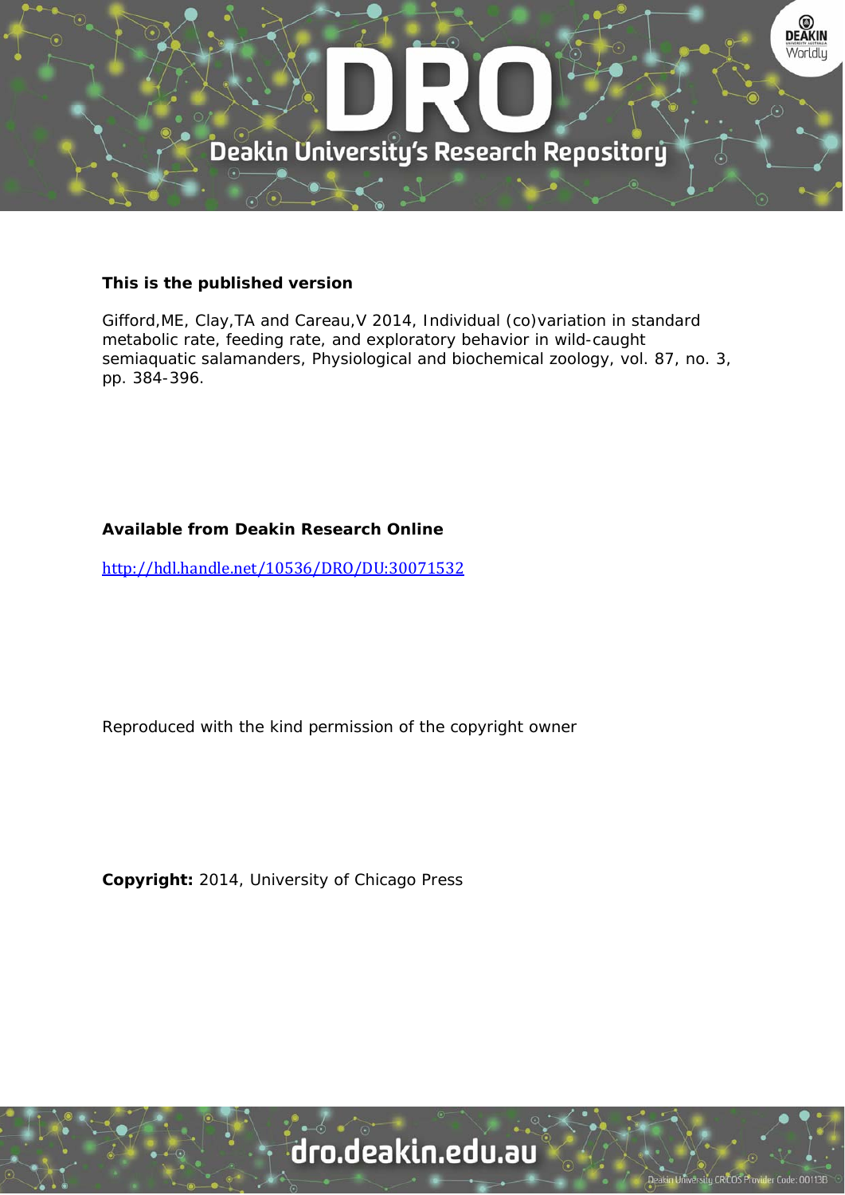**This is the published version**

Gifford,ME, Clay,TA and Careau,V 2014, Individual (co)variation in standard metabolic rate, feeding rate, and exploratory behavior in wild-caught semiaquatic salamanders, Physiological and biochemical zoology, vol. 87, no. 3, pp. 384-396.

**Available from Deakin Research Online**

http://hdl.handle.net/10536/DRO/DU:30071532

Reproduced with the kind permission of the copyright owner

**Copyright:** 2014, University of Chicago Press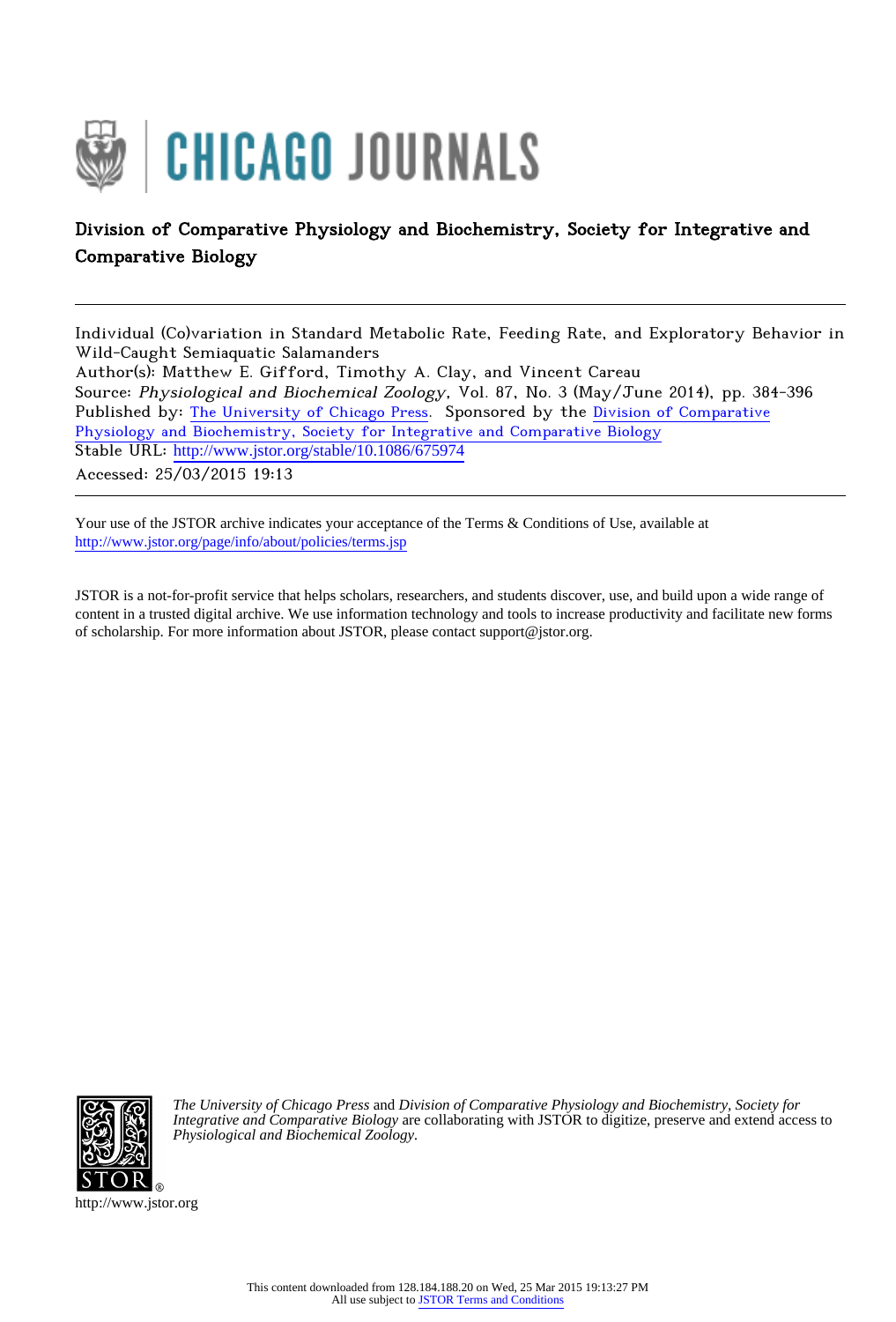Division of Comparative Physiology and Biochemistry, Society for Integrative and Comparative Biology

Individual (Co)variation in Standard Metabolic Rate, Feeding Rate, and Exploratory Behavior in Wild-Caught Semiaquatic Salamanders
Author(s): Matthew E. Gifford, Timothy A. Clay, and Vincent Careau
Source: *Physiological and Biochemical Zoology*, Vol. 87, No. 3 (May/June 2014), pp. 384-396
Published by: The University of Chicago Press. Sponsored by the Division of Comparative Physiology and Biochemistry, Society for Integrative and Comparative Biology
Stable URL: http://www.jstor.org/stable/10.1086/675974
Accessed: 25/03/2015 19:13

Your use of the JSTOR archive indicates your acceptance of the Terms & Conditions of Use, available at http://www.jstor.org/page/info/about/policies/terms.jsp

JSTOR is a not-for-profit service that helps scholars, researchers, and students discover, use, and build upon a wide range of content in a trusted digital archive. We use information technology and tools to increase productivity and facilitate new forms of scholarship. For more information about JSTOR, please contact support@jstor.org.

*The University of Chicago Press* and *Division of Comparative Physiology and Biochemistry, Society for Integrative and Comparative Biology* are collaborating with JSTOR to digitize, preserve and extend access to *Physiological and Biochemical Zoology*.

http://www.jstor.org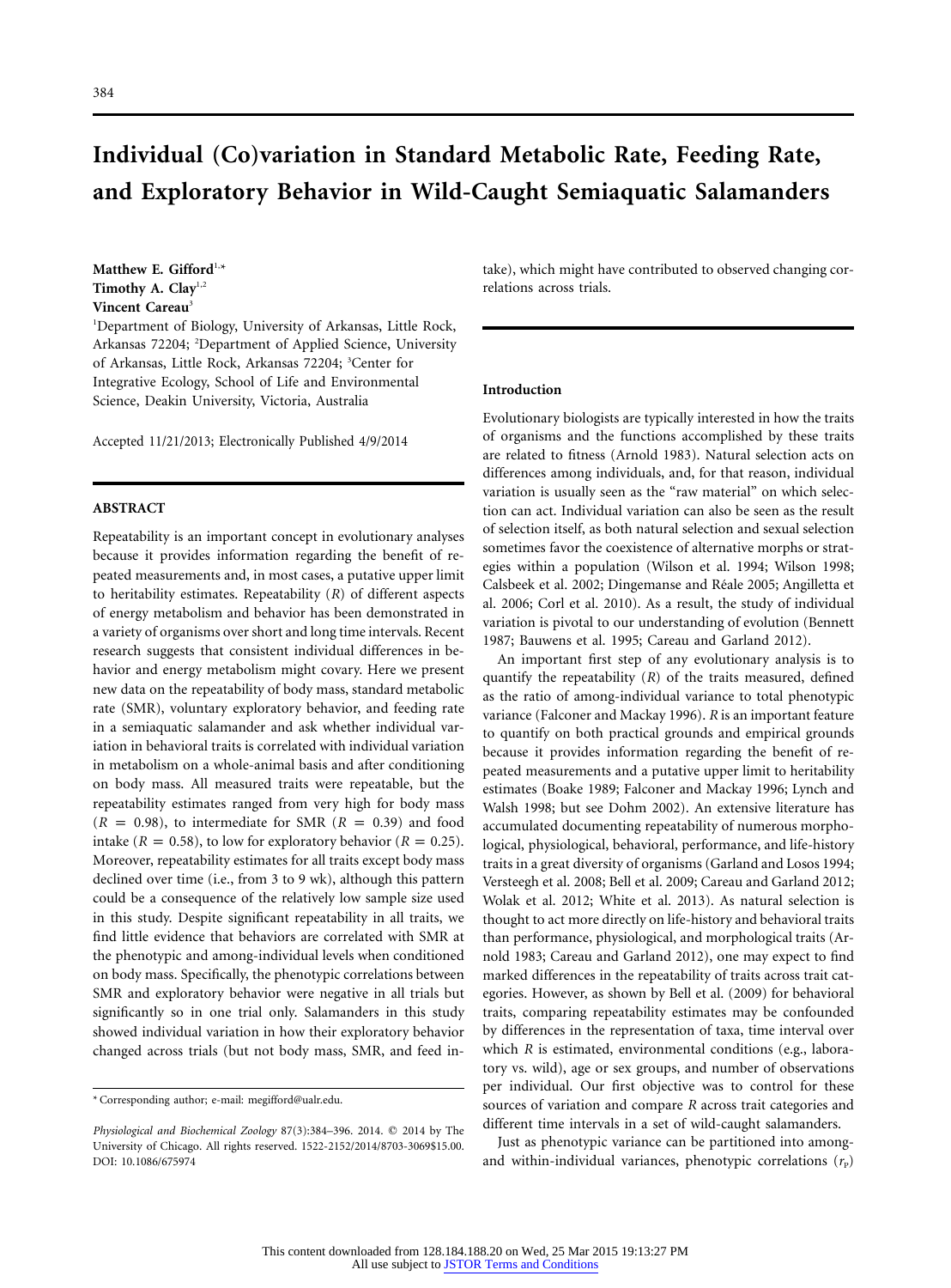# Individual (Co)variation in Standard Metabolic Rate, Feeding Rate, and Exploratory Behavior in Wild-Caught Semiaquatic Salamanders

**Matthew E. Gifford**[1,*]
**Timothy A. Clay**[1,2]
**Vincent Careau**[3]

[1]Department of Biology, University of Arkansas, Little Rock, Arkansas 72204; [2]Department of Applied Science, University of Arkansas, Little Rock, Arkansas 72204; [3]Center for Integrative Ecology, School of Life and Environmental Science, Deakin University, Victoria, Australia

Accepted 11/21/2013; Electronically Published 4/9/2014

## ABSTRACT

Repeatability is an important concept in evolutionary analyses because it provides information regarding the benefit of repeated measurements and, in most cases, a putative upper limit to heritability estimates. Repeatability ($R$) of different aspects of energy metabolism and behavior has been demonstrated in a variety of organisms over short and long time intervals. Recent research suggests that consistent individual differences in behavior and energy metabolism might covary. Here we present new data on the repeatability of body mass, standard metabolic rate (SMR), voluntary exploratory behavior, and feeding rate in a semiaquatic salamander and ask whether individual variation in behavioral traits is correlated with individual variation in metabolism on a whole-animal basis and after conditioning on body mass. All measured traits were repeatable, but the repeatability estimates ranged from very high for body mass ($R = 0.98$), to intermediate for SMR ($R = 0.39$) and food intake ($R = 0.58$), to low for exploratory behavior ($R = 0.25$). Moreover, repeatability estimates for all traits except body mass declined over time (i.e., from 3 to 9 wk), although this pattern could be a consequence of the relatively low sample size used in this study. Despite significant repeatability in all traits, we find little evidence that behaviors are correlated with SMR at the phenotypic and among-individual levels when conditioned on body mass. Specifically, the phenotypic correlations between SMR and exploratory behavior were negative in all trials but significantly so in one trial only. Salamanders in this study showed individual variation in how their exploratory behavior changed across trials (but not body mass, SMR, and feed intake), which might have contributed to observed changing correlations across trials.

\* Corresponding author; e-mail: megifford@ualr.edu.

*Physiological and Biochemical Zoology* 87(3):384–396. 2014. © 2014 by The University of Chicago. All rights reserved. 1522-2152/2014/8703-3069$15.00. DOI: 10.1086/675974

## Introduction

Evolutionary biologists are typically interested in how the traits of organisms and the functions accomplished by these traits are related to fitness (Arnold 1983). Natural selection acts on differences among individuals, and, for that reason, individual variation is usually seen as the "raw material" on which selection can act. Individual variation can also be seen as the result of selection itself, as both natural selection and sexual selection sometimes favor the coexistence of alternative morphs or strategies within a population (Wilson et al. 1994; Wilson 1998; Calsbeek et al. 2002; Dingemanse and Réale 2005; Angilletta et al. 2006; Corl et al. 2010). As a result, the study of individual variation is pivotal to our understanding of evolution (Bennett 1987; Bauwens et al. 1995; Careau and Garland 2012).

An important first step of any evolutionary analysis is to quantify the repeatability ($R$) of the traits measured, defined as the ratio of among-individual variance to total phenotypic variance (Falconer and Mackay 1996). $R$ is an important feature to quantify on both practical grounds and empirical grounds because it provides information regarding the benefit of repeated measurements and a putative upper limit to heritability estimates (Boake 1989; Falconer and Mackay 1996; Lynch and Walsh 1998; but see Dohm 2002). An extensive literature has accumulated documenting repeatability of numerous morphological, physiological, behavioral, performance, and life-history traits in a great diversity of organisms (Garland and Losos 1994; Versteegh et al. 2008; Bell et al. 2009; Careau and Garland 2012; Wolak et al. 2012; White et al. 2013). As natural selection is thought to act more directly on life-history and behavioral traits than performance, physiological, and morphological traits (Arnold 1983; Careau and Garland 2012), one may expect to find marked differences in the repeatability of traits across trait categories. However, as shown by Bell et al. (2009) for behavioral traits, comparing repeatability estimates may be confounded by differences in the representation of taxa, time interval over which $R$ is estimated, environmental conditions (e.g., laboratory vs. wild), age or sex groups, and number of observations per individual. Our first objective was to control for these sources of variation and compare $R$ across trait categories and different time intervals in a set of wild-caught salamanders.

Just as phenotypic variance can be partitioned into among- and within-individual variances, phenotypic correlations ($r_P$)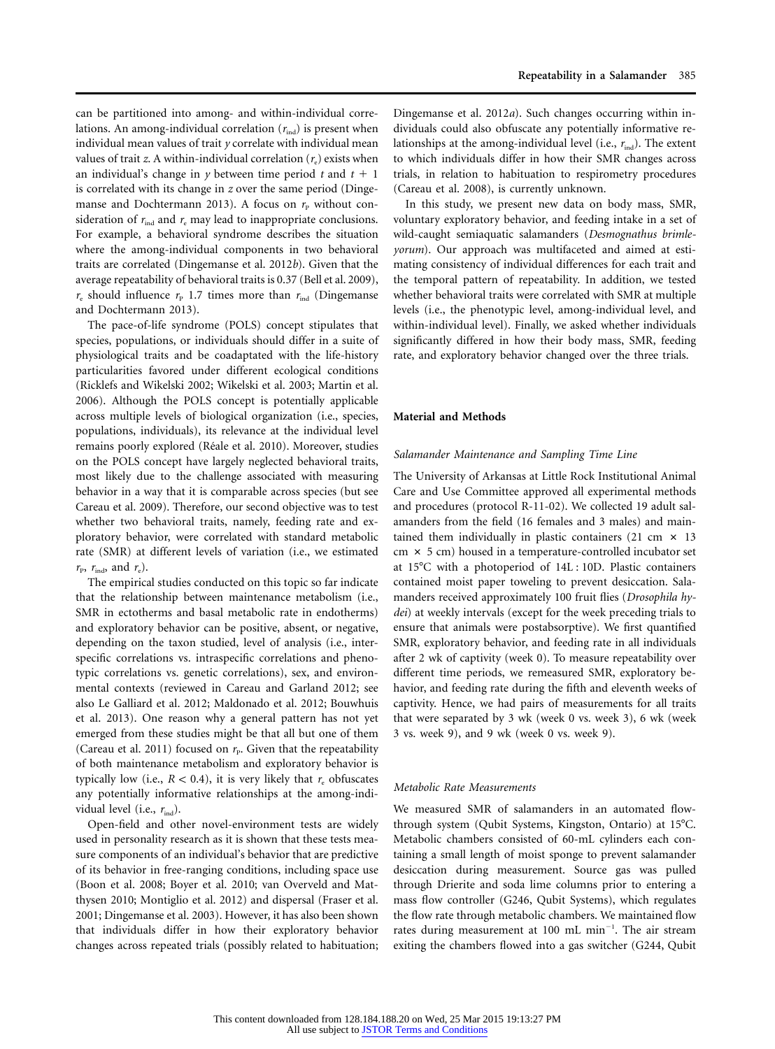can be partitioned into among- and within-individual correlations. An among-individual correlation ($r_{ind}$) is present when individual mean values of trait *y* correlate with individual mean values of trait *z*. A within-individual correlation ($r_e$) exists when an individual's change in *y* between time period *t* and $t + 1$ is correlated with its change in *z* over the same period (Dingemanse and Dochtermann 2013). A focus on $r_P$ without consideration of $r_{ind}$ and $r_e$ may lead to inappropriate conclusions. For example, a behavioral syndrome describes the situation where the among-individual components in two behavioral traits are correlated (Dingemanse et al. 2012*b*). Given that the average repeatability of behavioral traits is 0.37 (Bell et al. 2009), $r_e$ should influence $r_P$ 1.7 times more than $r_{ind}$ (Dingemanse and Dochtermann 2013).

The pace-of-life syndrome (POLS) concept stipulates that species, populations, or individuals should differ in a suite of physiological traits and be coadaptated with the life-history particularities favored under different ecological conditions (Ricklefs and Wikelski 2002; Wikelski et al. 2003; Martin et al. 2006). Although the POLS concept is potentially applicable across multiple levels of biological organization (i.e., species, populations, individuals), its relevance at the individual level remains poorly explored (Réale et al. 2010). Moreover, studies on the POLS concept have largely neglected behavioral traits, most likely due to the challenge associated with measuring behavior in a way that it is comparable across species (but see Careau et al. 2009). Therefore, our second objective was to test whether two behavioral traits, namely, feeding rate and exploratory behavior, were correlated with standard metabolic rate (SMR) at different levels of variation (i.e., we estimated $r_P$, $r_{ind}$, and $r_e$).

The empirical studies conducted on this topic so far indicate that the relationship between maintenance metabolism (i.e., SMR in ectotherms and basal metabolic rate in endotherms) and exploratory behavior can be positive, absent, or negative, depending on the taxon studied, level of analysis (i.e., interspecific correlations vs. intraspecific correlations and phenotypic correlations vs. genetic correlations), sex, and environmental contexts (reviewed in Careau and Garland 2012; see also Le Galliard et al. 2012; Maldonado et al. 2012; Bouwhuis et al. 2013). One reason why a general pattern has not yet emerged from these studies might be that all but one of them (Careau et al. 2011) focused on $r_P$. Given that the repeatability of both maintenance metabolism and exploratory behavior is typically low (i.e., $R < 0.4$), it is very likely that $r_e$ obfuscates any potentially informative relationships at the among-individual level (i.e., $r_{ind}$).

Open-field and other novel-environment tests are widely used in personality research as it is shown that these tests measure components of an individual's behavior that are predictive of its behavior in free-ranging conditions, including space use (Boon et al. 2008; Boyer et al. 2010; van Overveld and Matthysen 2010; Montiglio et al. 2012) and dispersal (Fraser et al. 2001; Dingemanse et al. 2003). However, it has also been shown that individuals differ in how their exploratory behavior changes across repeated trials (possibly related to habituation; Dingemanse et al. 2012*a*). Such changes occurring within individuals could also obfuscate any potentially informative relationships at the among-individual level (i.e., $r_{ind}$). The extent to which individuals differ in how their SMR changes across trials, in relation to habituation to respirometry procedures (Careau et al. 2008), is currently unknown.

In this study, we present new data on body mass, SMR, voluntary exploratory behavior, and feeding intake in a set of wild-caught semiaquatic salamanders (*Desmognathus brimleyorum*). Our approach was multifaceted and aimed at estimating consistency of individual differences for each trait and the temporal pattern of repeatability. In addition, we tested whether behavioral traits were correlated with SMR at multiple levels (i.e., the phenotypic level, among-individual level, and within-individual level). Finally, we asked whether individuals significantly differed in how their body mass, SMR, feeding rate, and exploratory behavior changed over the three trials.

## Material and Methods

### *Salamander Maintenance and Sampling Time Line*

The University of Arkansas at Little Rock Institutional Animal Care and Use Committee approved all experimental methods and procedures (protocol R-11-02). We collected 19 adult salamanders from the field (16 females and 3 males) and maintained them individually in plastic containers (21 cm × 13 cm × 5 cm) housed in a temperature-controlled incubator set at 15°C with a photoperiod of 14L : 10D. Plastic containers contained moist paper toweling to prevent desiccation. Salamanders received approximately 100 fruit flies (*Drosophila hydei*) at weekly intervals (except for the week preceding trials to ensure that animals were postabsorptive). We first quantified SMR, exploratory behavior, and feeding rate in all individuals after 2 wk of captivity (week 0). To measure repeatability over different time periods, we remeasured SMR, exploratory behavior, and feeding rate during the fifth and eleventh weeks of captivity. Hence, we had pairs of measurements for all traits that were separated by 3 wk (week 0 vs. week 3), 6 wk (week 3 vs. week 9), and 9 wk (week 0 vs. week 9).

### *Metabolic Rate Measurements*

We measured SMR of salamanders in an automated flow-through system (Qubit Systems, Kingston, Ontario) at 15°C. Metabolic chambers consisted of 60-mL cylinders each containing a small length of moist sponge to prevent salamander desiccation during measurement. Source gas was pulled through Drierite and soda lime columns prior to entering a mass flow controller (G246, Qubit Systems), which regulates the flow rate through metabolic chambers. We maintained flow rates during measurement at 100 mL min$^{-1}$. The air stream exiting the chambers flowed into a gas switcher (G244, Qubit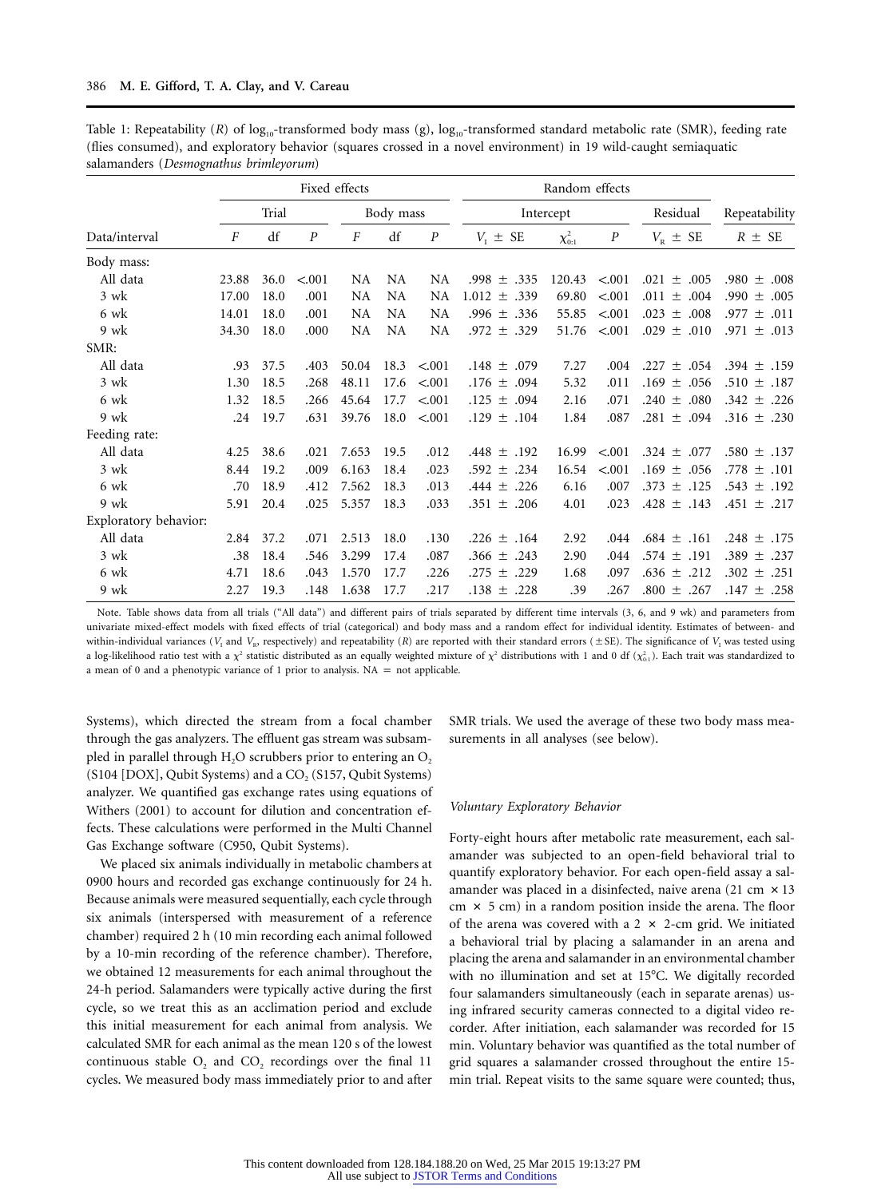Table 1: Repeatability ($R$) of $\log_{10}$-transformed body mass (g), $\log_{10}$-transformed standard metabolic rate (SMR), feeding rate (flies consumed), and exploratory behavior (squares crossed in a novel environment) in 19 wild-caught semiaquatic salamanders (*Desmognathus brimleyorum*)

| | Fixed effects | | | | | | Random effects | | | | Repeatability |
|---|---|---|---|---|---|---|---|---|---|---|---|
| | Trial | | | Body mass | | | Intercept | | | Residual | |
| Data/interval | $F$ | df | $P$ | $F$ | df | $P$ | $V_I \pm$ SE | $\chi^2_{0:1}$ | $P$ | $V_R \pm$ SE | $R \pm$ SE |
| Body mass: | | | | | | | | | | | |
| All data | 23.88 | 36.0 | <.001 | NA | NA | NA | .998 ± .335 | 120.43 | <.001 | .021 ± .005 | .980 ± .008 |
| 3 wk | 17.00 | 18.0 | .001 | NA | NA | NA | 1.012 ± .339 | 69.80 | <.001 | .011 ± .004 | .990 ± .005 |
| 6 wk | 14.01 | 18.0 | .001 | NA | NA | NA | .996 ± .336 | 55.85 | <.001 | .023 ± .008 | .977 ± .011 |
| 9 wk | 34.30 | 18.0 | .000 | NA | NA | NA | .972 ± .329 | 51.76 | <.001 | .029 ± .010 | .971 ± .013 |
| SMR: | | | | | | | | | | | |
| All data | .93 | 37.5 | .403 | 50.04 | 18.3 | <.001 | .148 ± .079 | 7.27 | .004 | .227 ± .054 | .394 ± .159 |
| 3 wk | 1.30 | 18.5 | .268 | 48.11 | 17.6 | <.001 | .176 ± .094 | 5.32 | .011 | .169 ± .056 | .510 ± .187 |
| 6 wk | 1.32 | 18.5 | .266 | 45.64 | 17.7 | <.001 | .125 ± .094 | 2.16 | .071 | .240 ± .080 | .342 ± .226 |
| 9 wk | .24 | 19.7 | .631 | 39.76 | 18.0 | <.001 | .129 ± .104 | 1.84 | .087 | .281 ± .094 | .316 ± .230 |
| Feeding rate: | | | | | | | | | | | |
| All data | 4.25 | 38.6 | .021 | 7.653 | 19.5 | .012 | .448 ± .192 | 16.99 | <.001 | .324 ± .077 | .580 ± .137 |
| 3 wk | 8.44 | 19.2 | .009 | 6.163 | 18.4 | .023 | .592 ± .234 | 16.54 | <.001 | .169 ± .056 | .778 ± .101 |
| 6 wk | .70 | 18.9 | .412 | 7.562 | 18.3 | .013 | .444 ± .226 | 6.16 | .007 | .373 ± .125 | .543 ± .192 |
| 9 wk | 5.91 | 20.4 | .025 | 5.357 | 18.3 | .033 | .351 ± .206 | 4.01 | .023 | .428 ± .143 | .451 ± .217 |
| Exploratory behavior: | | | | | | | | | | | |
| All data | 2.84 | 37.2 | .071 | 2.513 | 18.0 | .130 | .226 ± .164 | 2.92 | .044 | .684 ± .161 | .248 ± .175 |
| 3 wk | .38 | 18.4 | .546 | 3.299 | 17.4 | .087 | .366 ± .243 | 2.90 | .044 | .574 ± .191 | .389 ± .237 |
| 6 wk | 4.71 | 18.6 | .043 | 1.570 | 17.7 | .226 | .275 ± .229 | 1.68 | .097 | .636 ± .212 | .302 ± .251 |
| 9 wk | 2.27 | 19.3 | .148 | 1.638 | 17.7 | .217 | .138 ± .228 | .39 | .267 | .800 ± .267 | .147 ± .258 |

Note. Table shows data from all trials ("All data") and different pairs of trials separated by different time intervals (3, 6, and 9 wk) and parameters from univariate mixed-effect models with fixed effects of trial (categorical) and body mass and a random effect for individual identity. Estimates of between- and within-individual variances ($V_I$ and $V_R$, respectively) and repeatability ($R$) are reported with their standard errors (±SE). The significance of $V_I$ was tested using a log-likelihood ratio test with a $\chi^2$ statistic distributed as an equally weighted mixture of $\chi^2$ distributions with 1 and 0 df ($\chi^2_{0:1}$). Each trait was standardized to a mean of 0 and a phenotypic variance of 1 prior to analysis. NA = not applicable.

Systems), which directed the stream from a focal chamber through the gas analyzers. The effluent gas stream was subsampled in parallel through $H_2O$ scrubbers prior to entering an $O_2$ (S104 [DOX], Qubit Systems) and a $CO_2$ (S157, Qubit Systems) analyzer. We quantified gas exchange rates using equations of Withers (2001) to account for dilution and concentration effects. These calculations were performed in the Multi Channel Gas Exchange software (C950, Qubit Systems).

We placed six animals individually in metabolic chambers at 0900 hours and recorded gas exchange continuously for 24 h. Because animals were measured sequentially, each cycle through six animals (interspersed with measurement of a reference chamber) required 2 h (10 min recording each animal followed by a 10-min recording of the reference chamber). Therefore, we obtained 12 measurements for each animal throughout the 24-h period. Salamanders were typically active during the first cycle, so we treat this as an acclimation period and exclude this initial measurement for each animal from analysis. We calculated SMR for each animal as the mean 120 s of the lowest continuous stable $O_2$ and $CO_2$ recordings over the final 11 cycles. We measured body mass immediately prior to and after SMR trials. We used the average of these two body mass measurements in all analyses (see below).

### Voluntary Exploratory Behavior

Forty-eight hours after metabolic rate measurement, each salamander was subjected to an open-field behavioral trial to quantify exploratory behavior. For each open-field assay a salamander was placed in a disinfected, naive arena (21 cm × 13 cm × 5 cm) in a random position inside the arena. The floor of the arena was covered with a 2 × 2-cm grid. We initiated a behavioral trial by placing a salamander in an arena and placing the arena and salamander in an environmental chamber with no illumination and set at 15°C. We digitally recorded four salamanders simultaneously (each in separate arenas) using infrared security cameras connected to a digital video recorder. After initiation, each salamander was recorded for 15 min. Voluntary behavior was quantified as the total number of grid squares a salamander crossed throughout the entire 15-min trial. Repeat visits to the same square were counted; thus,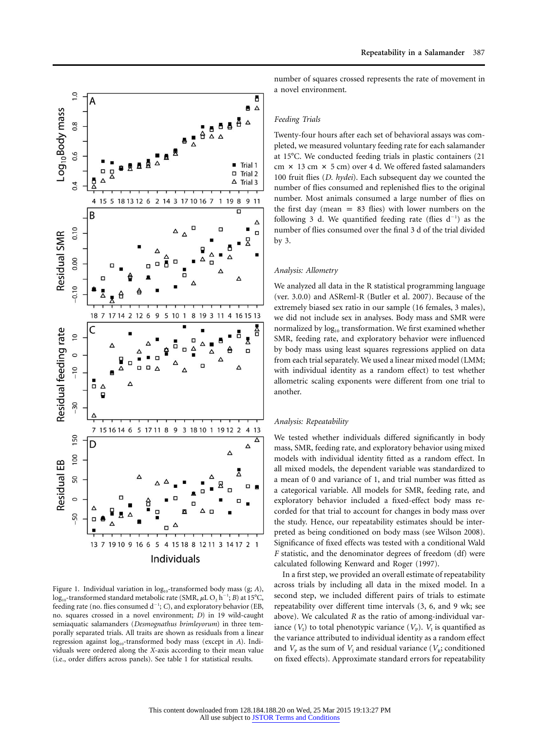Figure 1. Individual variation in $\log_{10}$-transformed body mass (g; *A*), $\log_{10}$-transformed standard metabolic rate (SMR, $\mu L\ O_2\ h^{-1}$; *B*) at 15°C, feeding rate (no. flies consumed $d^{-1}$; *C*), and exploratory behavior (EB, no. squares crossed in a novel environment; *D*) in 19 wild-caught semiaquatic salamanders (*Desmognathus brimleyorum*) in three temporally separated trials. All traits are shown as residuals from a linear regression against $\log_{10}$-transformed body mass (except in *A*). Individuals were ordered along the *X*-axis according to their mean value (i.e., order differs across panels). See table 1 for statistical results.

number of squares crossed represents the rate of movement in a novel environment.

### Feeding Trials

Twenty-four hours after each set of behavioral assays was completed, we measured voluntary feeding rate for each salamander at 15°C. We conducted feeding trials in plastic containers (21 cm × 13 cm × 5 cm) over 4 d. We offered fasted salamanders 100 fruit flies (*D. hydei*). Each subsequent day we counted the number of flies consumed and replenished flies to the original number. Most animals consumed a large number of flies on the first day (mean = 83 flies) with lower numbers on the following 3 d. We quantified feeding rate (flies $d^{-1}$) as the number of flies consumed over the final 3 d of the trial divided by 3.

### Analysis: Allometry

We analyzed all data in the R statistical programming language (ver. 3.0.0) and ASReml-R (Butler et al. 2007). Because of the extremely biased sex ratio in our sample (16 females, 3 males), we did not include sex in analyses. Body mass and SMR were normalized by $\log_{10}$ transformation. We first examined whether SMR, feeding rate, and exploratory behavior were influenced by body mass using least squares regressions applied on data from each trial separately. We used a linear mixed model (LMM; with individual identity as a random effect) to test whether allometric scaling exponents were different from one trial to another.

### Analysis: Repeatability

We tested whether individuals differed significantly in body mass, SMR, feeding rate, and exploratory behavior using mixed models with individual identity fitted as a random effect. In all mixed models, the dependent variable was standardized to a mean of 0 and variance of 1, and trial number was fitted as a categorical variable. All models for SMR, feeding rate, and exploratory behavior included a fixed-effect body mass recorded for that trial to account for changes in body mass over the study. Hence, our repeatability estimates should be interpreted as being conditioned on body mass (see Wilson 2008). Significance of fixed effects was tested with a conditional Wald *F* statistic, and the denominator degrees of freedom (df) were calculated following Kenward and Roger (1997).

In a first step, we provided an overall estimate of repeatability across trials by including all data in the mixed model. In a second step, we included different pairs of trials to estimate repeatability over different time intervals (3, 6, and 9 wk; see above). We calculated *R* as the ratio of among-individual variance ($V_I$) to total phenotypic variance ($V_P$). $V_I$ is quantified as the variance attributed to individual identity as a random effect and $V_P$ as the sum of $V_I$ and residual variance ($V_R$; conditioned on fixed effects). Approximate standard errors for repeatability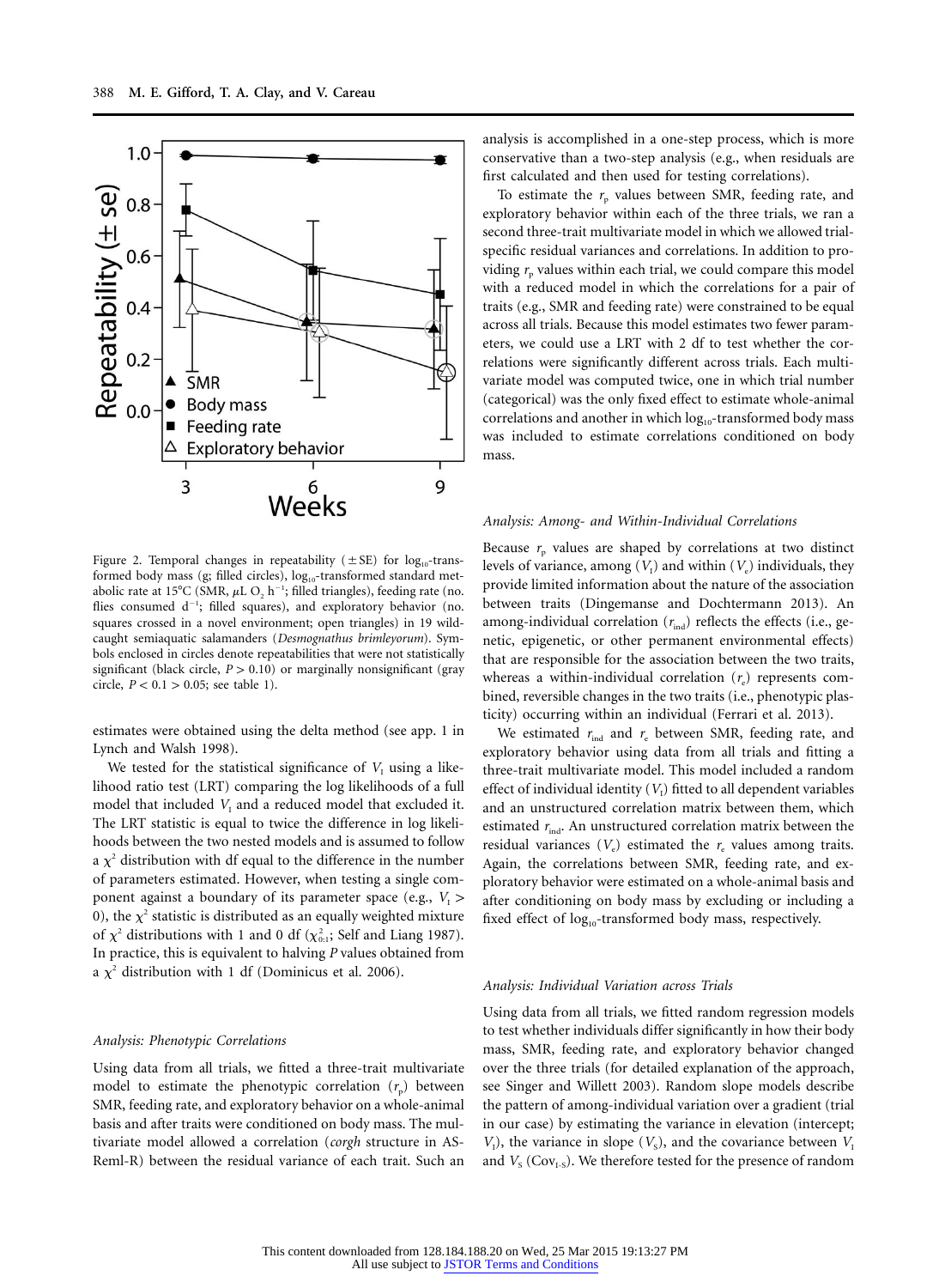Figure 2. Temporal changes in repeatability (±SE) for $\log_{10}$-transformed body mass (g; filled circles), $\log_{10}$-transformed standard metabolic rate at 15°C (SMR, μL $O_2$ $h^{-1}$; filled triangles), feeding rate (no. flies consumed $d^{-1}$; filled squares), and exploratory behavior (no. squares crossed in a novel environment; open triangles) in 19 wild-caught semiaquatic salamanders (*Desmognathus brimleyorum*). Symbols enclosed in circles denote repeatabilities that were not statistically significant (black circle, $P > 0.10$) or marginally nonsignificant (gray circle, $P < 0.1 > 0.05$; see table 1).

estimates were obtained using the delta method (see app. 1 in Lynch and Walsh 1998).

We tested for the statistical significance of $V_I$ using a likelihood ratio test (LRT) comparing the log likelihoods of a full model that included $V_I$ and a reduced model that excluded it. The LRT statistic is equal to twice the difference in log likelihoods between the two nested models and is assumed to follow a $\chi^2$ distribution with df equal to the difference in the number of parameters estimated. However, when testing a single component against a boundary of its parameter space (e.g., $V_I > 0$), the $\chi^2$ statistic is distributed as an equally weighted mixture of $\chi^2$ distributions with 1 and 0 df ($\chi^2_{0:1}$; Self and Liang 1987). In practice, this is equivalent to halving $P$ values obtained from a $\chi^2$ distribution with 1 df (Dominicus et al. 2006).

### *Analysis: Phenotypic Correlations*

Using data from all trials, we fitted a three-trait multivariate model to estimate the phenotypic correlation ($r_p$) between SMR, feeding rate, and exploratory behavior on a whole-animal basis and after traits were conditioned on body mass. The multivariate model allowed a correlation (*corgh* structure in ASReml-R) between the residual variance of each trait. Such an analysis is accomplished in a one-step process, which is more conservative than a two-step analysis (e.g., when residuals are first calculated and then used for testing correlations).

To estimate the $r_p$ values between SMR, feeding rate, and exploratory behavior within each of the three trials, we ran a second three-trait multivariate model in which we allowed trial-specific residual variances and correlations. In addition to providing $r_p$ values within each trial, we could compare this model with a reduced model in which the correlations for a pair of traits (e.g., SMR and feeding rate) were constrained to be equal across all trials. Because this model estimates two fewer parameters, we could use a LRT with 2 df to test whether the correlations were significantly different across trials. Each multivariate model was computed twice, one in which trial number (categorical) was the only fixed effect to estimate whole-animal correlations and another in which $\log_{10}$-transformed body mass was included to estimate correlations conditioned on body mass.

### *Analysis: Among- and Within-Individual Correlations*

Because $r_p$ values are shaped by correlations at two distinct levels of variance, among ($V_I$) and within ($V_e$) individuals, they provide limited information about the nature of the association between traits (Dingemanse and Dochtermann 2013). An among-individual correlation ($r_{ind}$) reflects the effects (i.e., genetic, epigenetic, or other permanent environmental effects) that are responsible for the association between the two traits, whereas a within-individual correlation ($r_e$) represents combined, reversible changes in the two traits (i.e., phenotypic plasticity) occurring within an individual (Ferrari et al. 2013).

We estimated $r_{ind}$ and $r_e$ between SMR, feeding rate, and exploratory behavior using data from all trials and fitting a three-trait multivariate model. This model included a random effect of individual identity ($V_I$) fitted to all dependent variables and an unstructured correlation matrix between them, which estimated $r_{ind}$. An unstructured correlation matrix between the residual variances ($V_e$) estimated the $r_e$ values among traits. Again, the correlations between SMR, feeding rate, and exploratory behavior were estimated on a whole-animal basis and after conditioning on body mass by excluding or including a fixed effect of $\log_{10}$-transformed body mass, respectively.

### *Analysis: Individual Variation across Trials*

Using data from all trials, we fitted random regression models to test whether individuals differ significantly in how their body mass, SMR, feeding rate, and exploratory behavior changed over the three trials (for detailed explanation of the approach, see Singer and Willett 2003). Random slope models describe the pattern of among-individual variation over a gradient (trial in our case) by estimating the variance in elevation (intercept; $V_I$), the variance in slope ($V_S$), and the covariance between $V_I$ and $V_S$ ($Cov_{I\text{-}S}$). We therefore tested for the presence of random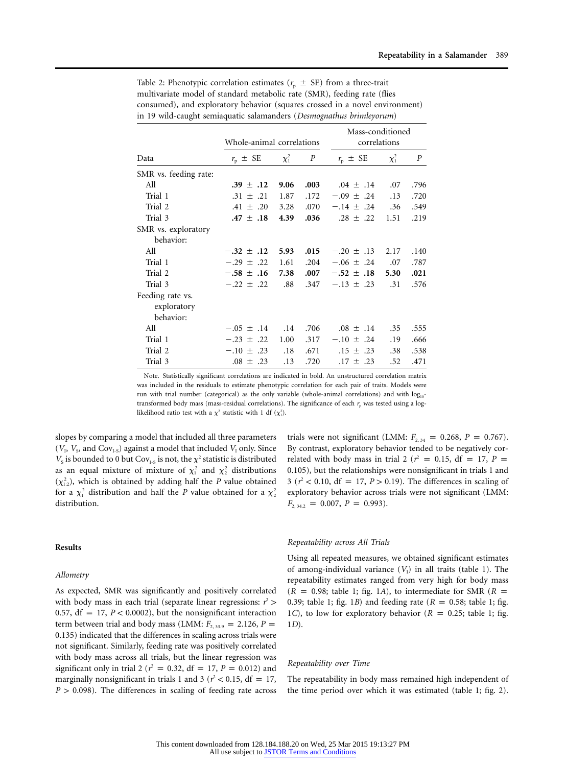Table 2: Phenotypic correlation estimates ($r_p \pm$ SE) from a three-trait multivariate model of standard metabolic rate (SMR), feeding rate (flies consumed), and exploratory behavior (squares crossed in a novel environment) in 19 wild-caught semiaquatic salamanders (*Desmognathus brimleyorum*)

| Data | Whole-animal correlations | | | Mass-conditioned correlations | | |
|---|---|---|---|---|---|---|
| | $r_p \pm$ SE | $\chi^2_1$ | $P$ | $r_p \pm$ SE | $\chi^2_1$ | $P$ |
| SMR vs. feeding rate: | | | | | | |
| All | **.39 ± .12** | **9.06** | **.003** | .04 ± .14 | .07 | .796 |
| Trial 1 | .31 ± .21 | 1.87 | .172 | −.09 ± .24 | .13 | .720 |
| Trial 2 | .41 ± .20 | 3.28 | .070 | −.14 ± .24 | .36 | .549 |
| Trial 3 | **.47 ± .18** | **4.39** | **.036** | .28 ± .22 | 1.51 | .219 |
| SMR vs. exploratory behavior: | | | | | | |
| All | **−.32 ± .12** | **5.93** | **.015** | −.20 ± .13 | 2.17 | .140 |
| Trial 1 | −.29 ± .22 | 1.61 | .204 | −.06 ± .24 | .07 | .787 |
| Trial 2 | **−.58 ± .16** | **7.38** | **.007** | **−.52 ± .18** | **5.30** | **.021** |
| Trial 3 | −.22 ± .22 | .88 | .347 | −.13 ± .23 | .31 | .576 |
| Feeding rate vs. exploratory behavior: | | | | | | |
| All | −.05 ± .14 | .14 | .706 | .08 ± .14 | .35 | .555 |
| Trial 1 | −.23 ± .22 | 1.00 | .317 | −.10 ± .24 | .19 | .666 |
| Trial 2 | −.10 ± .23 | .18 | .671 | .15 ± .23 | .38 | .538 |
| Trial 3 | .08 ± .23 | .13 | .720 | .17 ± .23 | .52 | .471 |

Note. Statistically significant correlations are indicated in bold. An unstructured correlation matrix was included in the residuals to estimate phenotypic correlation for each pair of traits. Models were run with trial number (categorical) as the only variable (whole-animal correlations) and with $\log_{10}$-transformed body mass (mass-residual correlations). The significance of each $r_p$ was tested using a log-likelihood ratio test with a $\chi^2$ statistic with 1 df ($\chi^2_1$).

slopes by comparing a model that included all three parameters ($V_I$, $V_S$, and $Cov_{I\text{-}S}$) against a model that included $V_I$ only. Since $V_S$ is bounded to 0 but $Cov_{I\text{-}S}$ is not, the $\chi^2$ statistic is distributed as an equal mixture of mixture of $\chi^2_1$ and $\chi^2_2$ distributions ($\chi^2_{1:2}$), which is obtained by adding half the $P$ value obtained for a $\chi^2_1$ distribution and half the $P$ value obtained for a $\chi^2_2$ distribution.

## Results

### *Allometry*

As expected, SMR was significantly and positively correlated with body mass in each trial (separate linear regressions: $r^2 > 0.57$, df = 17, $P < 0.0002$), but the nonsignificant interaction term between trial and body mass (LMM: $F_{2,\,33.9} = 2.126$, $P = 0.135$) indicated that the differences in scaling across trials were not significant. Similarly, feeding rate was positively correlated with body mass across all trials, but the linear regression was significant only in trial 2 ($r^2 = 0.32$, df = 17, $P = 0.012$) and marginally nonsignificant in trials 1 and 3 ($r^2 < 0.15$, df = 17, $P > 0.098$). The differences in scaling of feeding rate across trials were not significant (LMM: $F_{2,\,34} = 0.268$, $P = 0.767$). By contrast, exploratory behavior tended to be negatively correlated with body mass in trial 2 ($r^2 = 0.15$, df = 17, $P = 0.105$), but the relationships were nonsignificant in trials 1 and 3 ($r^2 < 0.10$, df = 17, $P > 0.19$). The differences in scaling of exploratory behavior across trials were not significant (LMM: $F_{2,\,34.2} = 0.007$, $P = 0.993$).

### *Repeatability across All Trials*

Using all repeated measures, we obtained significant estimates of among-individual variance ($V_I$) in all traits (table 1). The repeatability estimates ranged from very high for body mass ($R = 0.98$; table 1; fig. 1*A*), to intermediate for SMR ($R = 0.39$; table 1; fig. 1*B*) and feeding rate ($R = 0.58$; table 1; fig. 1*C*), to low for exploratory behavior ($R = 0.25$; table 1; fig. 1*D*).

### *Repeatability over Time*

The repeatability in body mass remained high independent of the time period over which it was estimated (table 1; fig. 2).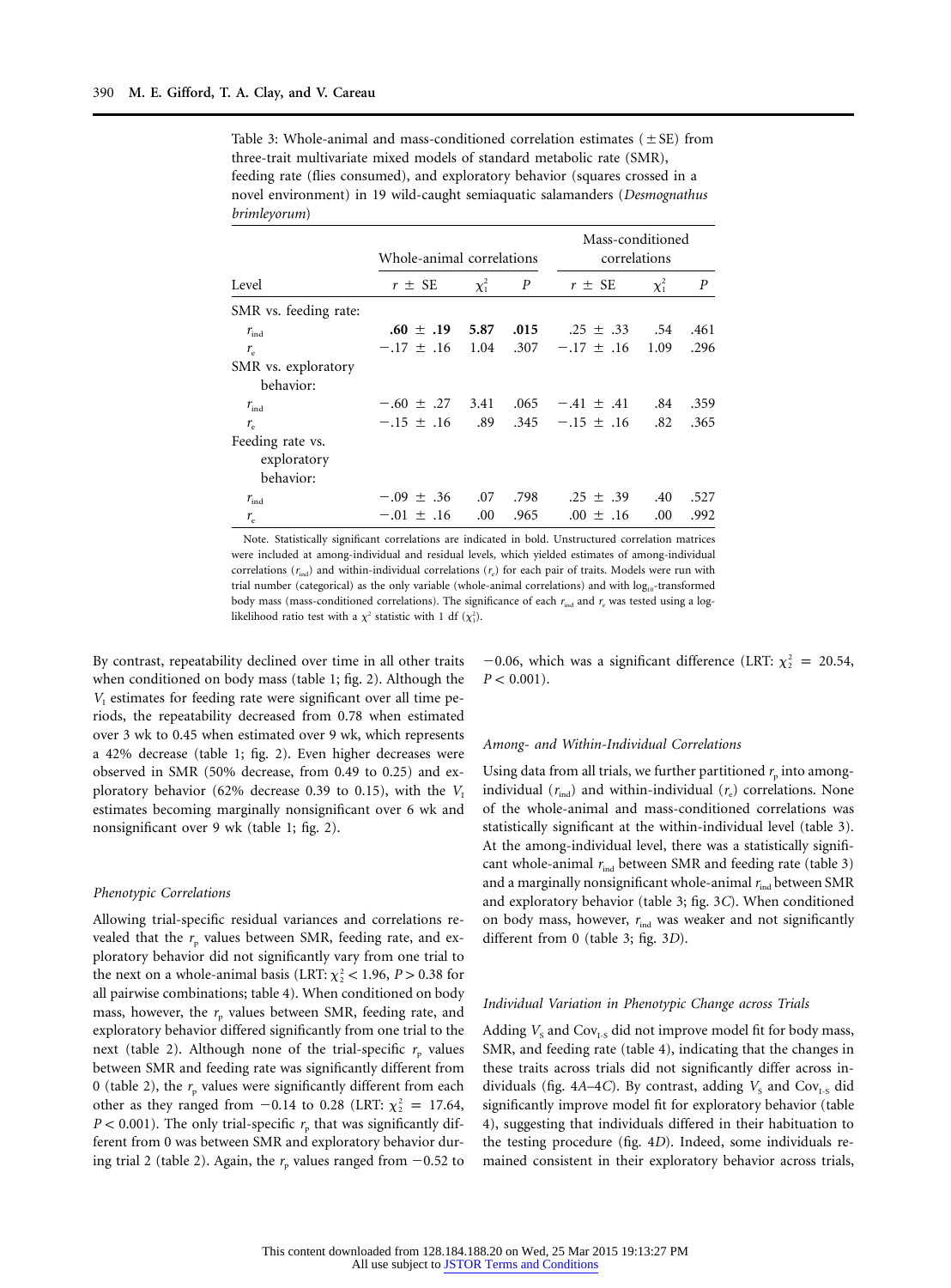Table 3: Whole-animal and mass-conditioned correlation estimates (±SE) from three-trait multivariate mixed models of standard metabolic rate (SMR), feeding rate (flies consumed), and exploratory behavior (squares crossed in a novel environment) in 19 wild-caught semiaquatic salamanders (*Desmognathus brimleyorum*)

| Level | Whole-animal correlations | | | Mass-conditioned correlations | | |
|---|---|---|---|---|---|---|
| | $r$ ± SE | $\chi^2_1$ | $P$ | $r$ ± SE | $\chi^2_1$ | $P$ |
| SMR vs. feeding rate: | | | | | | |
| $r_{ind}$ | **.60 ± .19** | **5.87** | **.015** | .25 ± .33 | .54 | .461 |
| $r_e$ | −.17 ± .16 | 1.04 | .307 | −.17 ± .16 | 1.09 | .296 |
| SMR vs. exploratory behavior: | | | | | | |
| $r_{ind}$ | −.60 ± .27 | 3.41 | .065 | −.41 ± .41 | .84 | .359 |
| $r_e$ | −.15 ± .16 | .89 | .345 | −.15 ± .16 | .82 | .365 |
| Feeding rate vs. exploratory behavior: | | | | | | |
| $r_{ind}$ | −.09 ± .36 | .07 | .798 | .25 ± .39 | .40 | .527 |
| $r_e$ | −.01 ± .16 | .00 | .965 | .00 ± .16 | .00 | .992 |

Note. Statistically significant correlations are indicated in bold. Unstructured correlation matrices were included at among-individual and residual levels, which yielded estimates of among-individual correlations ($r_{ind}$) and within-individual correlations ($r_e$) for each pair of traits. Models were run with trial number (categorical) as the only variable (whole-animal correlations) and with $\log_{10}$-transformed body mass (mass-conditioned correlations). The significance of each $r_{ind}$ and $r_e$ was tested using a log-likelihood ratio test with a $\chi^2$ statistic with 1 df ($\chi^2_1$).

By contrast, repeatability declined over time in all other traits when conditioned on body mass (table 1; fig. 2). Although the $V_I$ estimates for feeding rate were significant over all time periods, the repeatability decreased from 0.78 when estimated over 3 wk to 0.45 when estimated over 9 wk, which represents a 42% decrease (table 1; fig. 2). Even higher decreases were observed in SMR (50% decrease, from 0.49 to 0.25) and exploratory behavior (62% decrease 0.39 to 0.15), with the $V_I$ estimates becoming marginally nonsignificant over 6 wk and nonsignificant over 9 wk (table 1; fig. 2).

### Phenotypic Correlations

Allowing trial-specific residual variances and correlations revealed that the $r_p$ values between SMR, feeding rate, and exploratory behavior did not significantly vary from one trial to the next on a whole-animal basis (LRT: $\chi^2_2 < 1.96$, $P > 0.38$ for all pairwise combinations; table 4). When conditioned on body mass, however, the $r_p$ values between SMR, feeding rate, and exploratory behavior differed significantly from one trial to the next (table 2). Although none of the trial-specific $r_p$ values between SMR and feeding rate was significantly different from 0 (table 2), the $r_p$ values were significantly different from each other as they ranged from −0.14 to 0.28 (LRT: $\chi^2_2 = 17.64$, $P < 0.001$). The only trial-specific $r_p$ that was significantly different from 0 was between SMR and exploratory behavior during trial 2 (table 2). Again, the $r_p$ values ranged from −0.52 to −0.06, which was a significant difference (LRT: $\chi^2_2 = 20.54$, $P < 0.001$).

### Among- and Within-Individual Correlations

Using data from all trials, we further partitioned $r_p$ into among-individual ($r_{ind}$) and within-individual ($r_e$) correlations. None of the whole-animal and mass-conditioned correlations was statistically significant at the within-individual level (table 3). At the among-individual level, there was a statistically significant whole-animal $r_{ind}$ between SMR and feeding rate (table 3) and a marginally nonsignificant whole-animal $r_{ind}$ between SMR and exploratory behavior (table 3; fig. 3*C*). When conditioned on body mass, however, $r_{ind}$ was weaker and not significantly different from 0 (table 3; fig. 3*D*).

### Individual Variation in Phenotypic Change across Trials

Adding $V_S$ and $Cov_{I-S}$ did not improve model fit for body mass, SMR, and feeding rate (table 4), indicating that the changes in these traits across trials did not significantly differ across individuals (fig. 4*A*–4*C*). By contrast, adding $V_S$ and $Cov_{I-S}$ did significantly improve model fit for exploratory behavior (table 4), suggesting that individuals differed in their habituation to the testing procedure (fig. 4*D*). Indeed, some individuals remained consistent in their exploratory behavior across trials,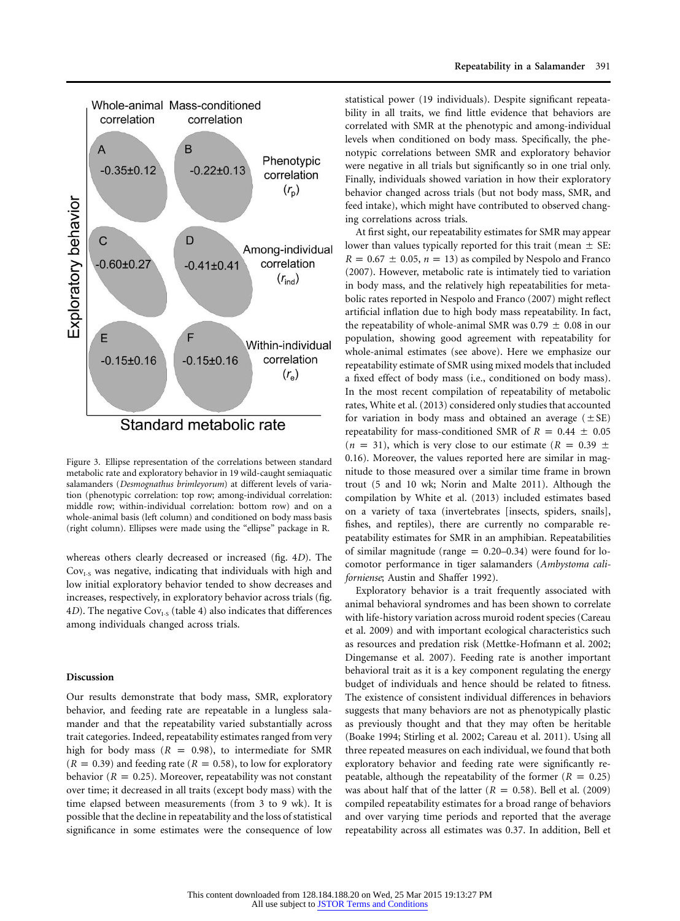Figure 3. Ellipse representation of the correlations between standard metabolic rate and exploratory behavior in 19 wild-caught semiaquatic salamanders (*Desmognathus brimleyorum*) at different levels of variation (phenotypic correlation: top row; among-individual correlation: middle row; within-individual correlation: bottom row) and on a whole-animal basis (left column) and conditioned on body mass basis (right column). Ellipses were made using the "ellipse" package in R.

whereas others clearly decreased or increased (fig. 4*D*). The $Cov_{I\text{-}S}$ was negative, indicating that individuals with high and low initial exploratory behavior tended to show decreases and increases, respectively, in exploratory behavior across trials (fig. 4*D*). The negative $Cov_{I\text{-}S}$ (table 4) also indicates that differences among individuals changed across trials.

## Discussion

Our results demonstrate that body mass, SMR, exploratory behavior, and feeding rate are repeatable in a lungless salamander and that the repeatability varied substantially across trait categories. Indeed, repeatability estimates ranged from very high for body mass ($R = 0.98$), to intermediate for SMR ($R = 0.39$) and feeding rate ($R = 0.58$), to low for exploratory behavior ($R = 0.25$). Moreover, repeatability was not constant over time; it decreased in all traits (except body mass) with the time elapsed between measurements (from 3 to 9 wk). It is possible that the decline in repeatability and the loss of statistical significance in some estimates were the consequence of low statistical power (19 individuals). Despite significant repeatability in all traits, we find little evidence that behaviors are correlated with SMR at the phenotypic and among-individual levels when conditioned on body mass. Specifically, the phenotypic correlations between SMR and exploratory behavior were negative in all trials but significantly so in one trial only. Finally, individuals showed variation in how their exploratory behavior changed across trials (but not body mass, SMR, and feed intake), which might have contributed to observed changing correlations across trials.

At first sight, our repeatability estimates for SMR may appear lower than values typically reported for this trait (mean ± SE: $R = 0.67 \pm 0.05$, $n = 13$) as compiled by Nespolo and Franco (2007). However, metabolic rate is intimately tied to variation in body mass, and the relatively high repeatabilities for metabolic rates reported in Nespolo and Franco (2007) might reflect artificial inflation due to high body mass repeatability. In fact, the repeatability of whole-animal SMR was $0.79 \pm 0.08$ in our population, showing good agreement with repeatability for whole-animal estimates (see above). Here we emphasize our repeatability estimate of SMR using mixed models that included a fixed effect of body mass (i.e., conditioned on body mass). In the most recent compilation of repeatability of metabolic rates, White et al. (2013) considered only studies that accounted for variation in body mass and obtained an average (±SE) repeatability for mass-conditioned SMR of $R = 0.44 \pm 0.05$ ($n = 31$), which is very close to our estimate ($R = 0.39 \pm 0.16$). Moreover, the values reported here are similar in magnitude to those measured over a similar time frame in brown trout (5 and 10 wk; Norin and Malte 2011). Although the compilation by White et al. (2013) included estimates based on a variety of taxa (invertebrates [insects, spiders, snails], fishes, and reptiles), there are currently no comparable repeatability estimates for SMR in an amphibian. Repeatabilities of similar magnitude (range = 0.20–0.34) were found for locomotor performance in tiger salamanders (*Ambystoma californiense*; Austin and Shaffer 1992).

Exploratory behavior is a trait frequently associated with animal behavioral syndromes and has been shown to correlate with life-history variation across muroid rodent species (Careau et al. 2009) and with important ecological characteristics such as resources and predation risk (Mettke-Hofmann et al. 2002; Dingemanse et al. 2007). Feeding rate is another important behavioral trait as it is a key component regulating the energy budget of individuals and hence should be related to fitness. The existence of consistent individual differences in behaviors suggests that many behaviors are not as phenotypically plastic as previously thought and that they may often be heritable (Boake 1994; Stirling et al. 2002; Careau et al. 2011). Using all three repeated measures on each individual, we found that both exploratory behavior and feeding rate were significantly repeatable, although the repeatability of the former ($R = 0.25$) was about half that of the latter ($R = 0.58$). Bell et al. (2009) compiled repeatability estimates for a broad range of behaviors and over varying time periods and reported that the average repeatability across all estimates was 0.37. In addition, Bell et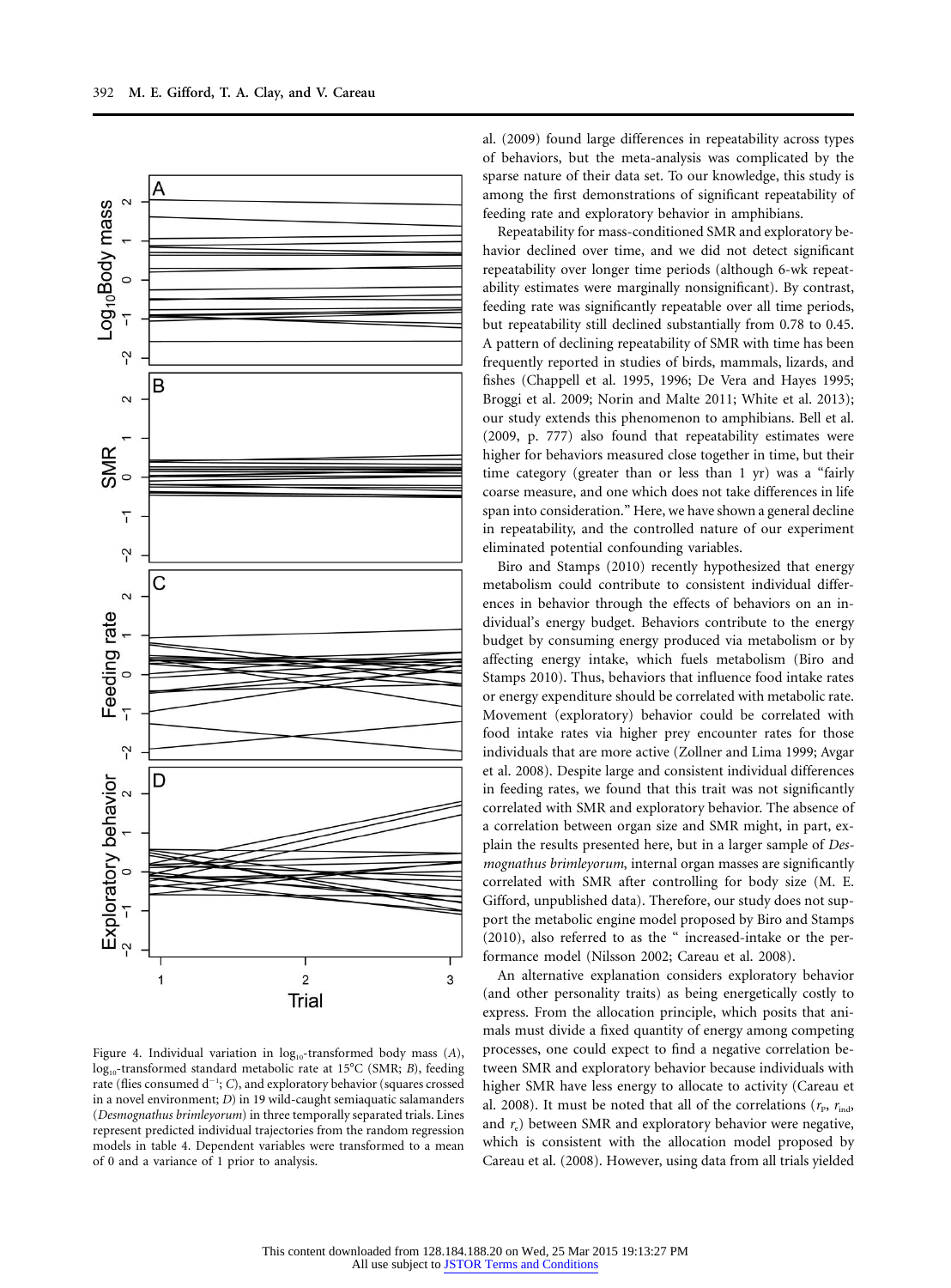Figure 4. Individual variation in $\log_{10}$-transformed body mass (*A*), $\log_{10}$-transformed standard metabolic rate at 15°C (SMR; *B*), feeding rate (flies consumed $d^{-1}$; *C*), and exploratory behavior (squares crossed in a novel environment; *D*) in 19 wild-caught semiaquatic salamanders (*Desmognathus brimleyorum*) in three temporally separated trials. Lines represent predicted individual trajectories from the random regression models in table 4. Dependent variables were transformed to a mean of 0 and a variance of 1 prior to analysis.

al. (2009) found large differences in repeatability across types of behaviors, but the meta-analysis was complicated by the sparse nature of their data set. To our knowledge, this study is among the first demonstrations of significant repeatability of feeding rate and exploratory behavior in amphibians.

Repeatability for mass-conditioned SMR and exploratory behavior declined over time, and we did not detect significant repeatability over longer time periods (although 6-wk repeatability estimates were marginally nonsignificant). By contrast, feeding rate was significantly repeatable over all time periods, but repeatability still declined substantially from 0.78 to 0.45. A pattern of declining repeatability of SMR with time has been frequently reported in studies of birds, mammals, lizards, and fishes (Chappell et al. 1995, 1996; De Vera and Hayes 1995; Broggi et al. 2009; Norin and Malte 2011; White et al. 2013); our study extends this phenomenon to amphibians. Bell et al. (2009, p. 777) also found that repeatability estimates were higher for behaviors measured close together in time, but their time category (greater than or less than 1 yr) was a "fairly coarse measure, and one which does not take differences in life span into consideration." Here, we have shown a general decline in repeatability, and the controlled nature of our experiment eliminated potential confounding variables.

Biro and Stamps (2010) recently hypothesized that energy metabolism could contribute to consistent individual differences in behavior through the effects of behaviors on an individual's energy budget. Behaviors contribute to the energy budget by consuming energy produced via metabolism or by affecting energy intake, which fuels metabolism (Biro and Stamps 2010). Thus, behaviors that influence food intake rates or energy expenditure should be correlated with metabolic rate. Movement (exploratory) behavior could be correlated with food intake rates via higher prey encounter rates for those individuals that are more active (Zollner and Lima 1999; Avgar et al. 2008). Despite large and consistent individual differences in feeding rates, we found that this trait was not significantly correlated with SMR and exploratory behavior. The absence of a correlation between organ size and SMR might, in part, explain the results presented here, but in a larger sample of *Desmognathus brimleyorum*, internal organ masses are significantly correlated with SMR after controlling for body size (M. E. Gifford, unpublished data). Therefore, our study does not support the metabolic engine model proposed by Biro and Stamps (2010), also referred to as the " increased-intake or the performance model (Nilsson 2002; Careau et al. 2008).

An alternative explanation considers exploratory behavior (and other personality traits) as being energetically costly to express. From the allocation principle, which posits that animals must divide a fixed quantity of energy among competing processes, one could expect to find a negative correlation between SMR and exploratory behavior because individuals with higher SMR have less energy to allocate to activity (Careau et al. 2008). It must be noted that all of the correlations ($r_P$, $r_{ind}$, and $r_e$) between SMR and exploratory behavior were negative, which is consistent with the allocation model proposed by Careau et al. (2008). However, using data from all trials yielded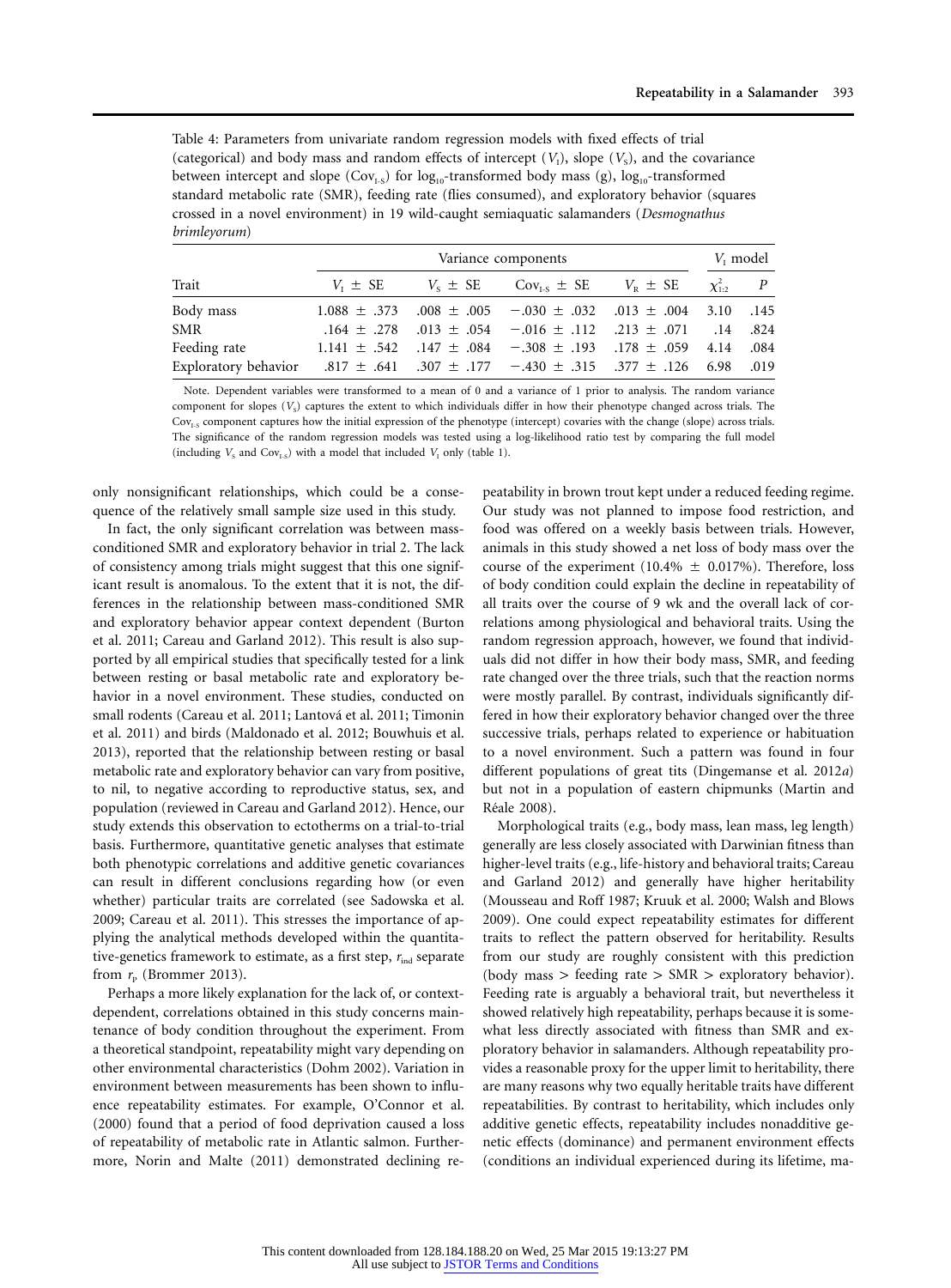Table 4: Parameters from univariate random regression models with fixed effects of trial (categorical) and body mass and random effects of intercept ($V_I$), slope ($V_S$), and the covariance between intercept and slope ($Cov_{I-S}$) for $\log_{10}$-transformed body mass (g), $\log_{10}$-transformed standard metabolic rate (SMR), feeding rate (flies consumed), and exploratory behavior (squares crossed in a novel environment) in 19 wild-caught semiaquatic salamanders (*Desmognathus brimleyorum*)

| | Variance components | | | | $V_I$ model | |
|---|---|---|---|---|---|---|
| Trait | $V_I$ ± SE | $V_S$ ± SE | $Cov_{I-S}$ ± SE | $V_R$ ± SE | $\chi^2_{1:2}$ | $P$ |
| Body mass | 1.088 ± .373 | .008 ± .005 | −.030 ± .032 | .013 ± .004 | 3.10 | .145 |
| SMR | .164 ± .278 | .013 ± .054 | −.016 ± .112 | .213 ± .071 | .14 | .824 |
| Feeding rate | 1.141 ± .542 | .147 ± .084 | −.308 ± .193 | .178 ± .059 | 4.14 | .084 |
| Exploratory behavior | .817 ± .641 | .307 ± .177 | −.430 ± .315 | .377 ± .126 | 6.98 | .019 |

Note. Dependent variables were transformed to a mean of 0 and a variance of 1 prior to analysis. The random variance component for slopes ($V_S$) captures the extent to which individuals differ in how their phenotype changed across trials. The $Cov_{I-S}$ component captures how the initial expression of the phenotype (intercept) covaries with the change (slope) across trials. The significance of the random regression models was tested using a log-likelihood ratio test by comparing the full model (including $V_S$ and $Cov_{I-S}$) with a model that included $V_I$ only (table 1).

only nonsignificant relationships, which could be a consequence of the relatively small sample size used in this study.

In fact, the only significant correlation was between mass-conditioned SMR and exploratory behavior in trial 2. The lack of consistency among trials might suggest that this one significant result is anomalous. To the extent that it is not, the differences in the relationship between mass-conditioned SMR and exploratory behavior appear context dependent (Burton et al. 2011; Careau and Garland 2012). This result is also supported by all empirical studies that specifically tested for a link between resting or basal metabolic rate and exploratory behavior in a novel environment. These studies, conducted on small rodents (Careau et al. 2011; Lantová et al. 2011; Timonin et al. 2011) and birds (Maldonado et al. 2012; Bouwhuis et al. 2013), reported that the relationship between resting or basal metabolic rate and exploratory behavior can vary from positive, to nil, to negative according to reproductive status, sex, and population (reviewed in Careau and Garland 2012). Hence, our study extends this observation to ectotherms on a trial-to-trial basis. Furthermore, quantitative genetic analyses that estimate both phenotypic correlations and additive genetic covariances can result in different conclusions regarding how (or even whether) particular traits are correlated (see Sadowska et al. 2009; Careau et al. 2011). This stresses the importance of applying the analytical methods developed within the quantitative-genetics framework to estimate, as a first step, $r_{ind}$ separate from $r_P$ (Brommer 2013).

Perhaps a more likely explanation for the lack of, or context-dependent, correlations obtained in this study concerns maintenance of body condition throughout the experiment. From a theoretical standpoint, repeatability might vary depending on other environmental characteristics (Dohm 2002). Variation in environment between measurements has been shown to influence repeatability estimates. For example, O'Connor et al. (2000) found that a period of food deprivation caused a loss of repeatability of metabolic rate in Atlantic salmon. Furthermore, Norin and Malte (2011) demonstrated declining repeatability in brown trout kept under a reduced feeding regime. Our study was not planned to impose food restriction, and food was offered on a weekly basis between trials. However, animals in this study showed a net loss of body mass over the course of the experiment (10.4% ± 0.017%). Therefore, loss of body condition could explain the decline in repeatability of all traits over the course of 9 wk and the overall lack of correlations among physiological and behavioral traits. Using the random regression approach, however, we found that individuals did not differ in how their body mass, SMR, and feeding rate changed over the three trials, such that the reaction norms were mostly parallel. By contrast, individuals significantly differed in how their exploratory behavior changed over the three successive trials, perhaps related to experience or habituation to a novel environment. Such a pattern was found in four different populations of great tits (Dingemanse et al. 2012*a*) but not in a population of eastern chipmunks (Martin and Réale 2008).

Morphological traits (e.g., body mass, lean mass, leg length) generally are less closely associated with Darwinian fitness than higher-level traits (e.g., life-history and behavioral traits; Careau and Garland 2012) and generally have higher heritability (Mousseau and Roff 1987; Kruuk et al. 2000; Walsh and Blows 2009). One could expect repeatability estimates for different traits to reflect the pattern observed for heritability. Results from our study are roughly consistent with this prediction (body mass > feeding rate > SMR > exploratory behavior). Feeding rate is arguably a behavioral trait, but nevertheless it showed relatively high repeatability, perhaps because it is somewhat less directly associated with fitness than SMR and exploratory behavior in salamanders. Although repeatability provides a reasonable proxy for the upper limit to heritability, there are many reasons why two equally heritable traits have different repeatabilities. By contrast to heritability, which includes only additive genetic effects, repeatability includes nonadditive genetic effects (dominance) and permanent environment effects (conditions an individual experienced during its lifetime, ma-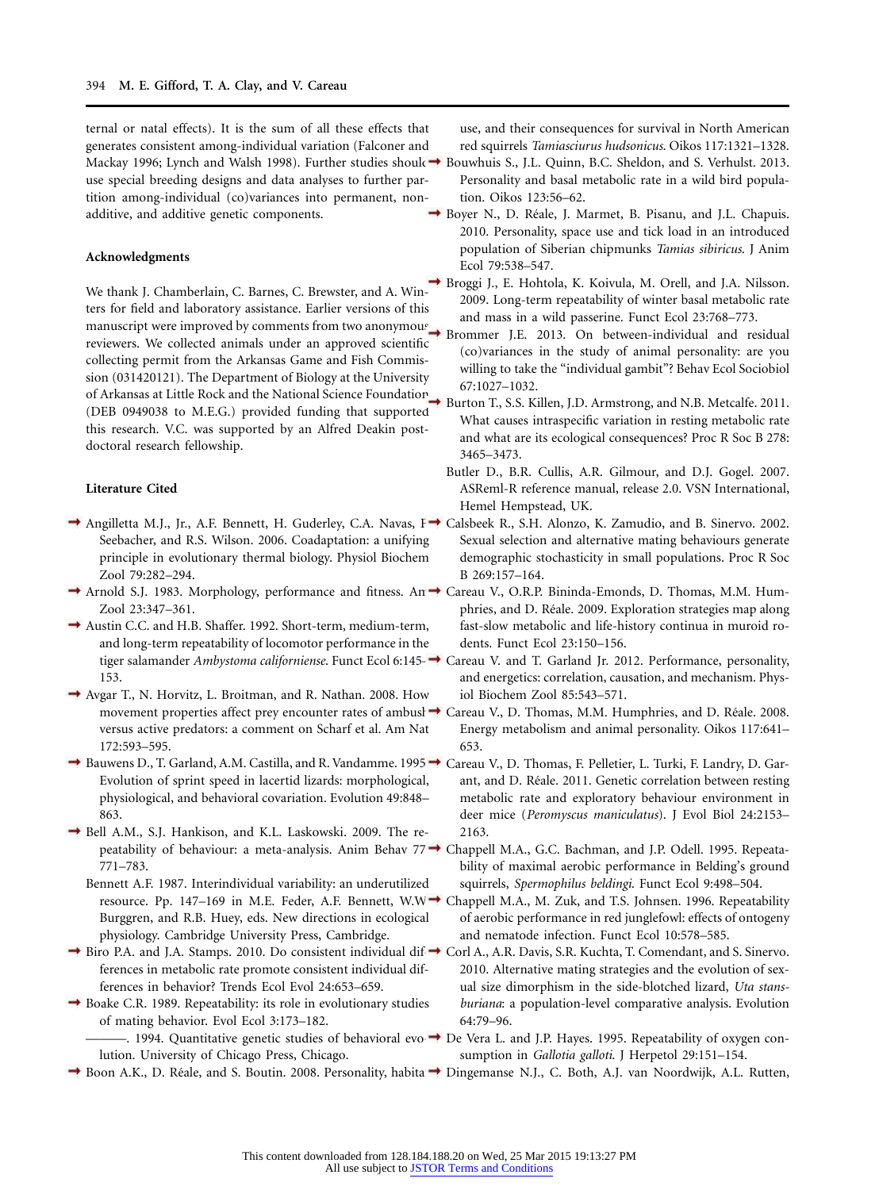ternal or natal effects). It is the sum of all these effects that generates consistent among-individual variation (Falconer and Mackay 1996; Lynch and Walsh 1998). Further studies should use special breeding designs and data analyses to further partition among-individual (co)variances into permanent, nonadditive, and additive genetic components.

### Acknowledgments

We thank J. Chamberlain, C. Barnes, C. Brewster, and A. Winters for field and laboratory assistance. Earlier versions of this manuscript were improved by comments from two anonymous reviewers. We collected animals under an approved scientific collecting permit from the Arkansas Game and Fish Commission (031420121). The Department of Biology at the University of Arkansas at Little Rock and the National Science Foundation (DEB 0949038 to M.E.G.) provided funding that supported this research. V.C. was supported by an Alfred Deakin postdoctoral research fellowship.

### Literature Cited

Angilletta M.J., Jr., A.F. Bennett, H. Guderley, C.A. Navas, F. Seebacher, and R.S. Wilson. 2006. Coadaptation: a unifying principle in evolutionary thermal biology. Physiol Biochem Zool 79:282–294.

Arnold S.J. 1983. Morphology, performance and fitness. Am Zool 23:347–361.

Austin C.C. and H.B. Shaffer. 1992. Short-term, medium-term, and long-term repeatability of locomotor performance in the tiger salamander *Ambystoma californiense*. Funct Ecol 6:145–153.

Avgar T., N. Horvitz, L. Broitman, and R. Nathan. 2008. How movement properties affect prey encounter rates of ambush versus active predators: a comment on Scharf et al. Am Nat 172:593–595.

Bauwens D., T. Garland, A.M. Castilla, and R. Vandamme. 1995. Evolution of sprint speed in lacertid lizards: morphological, physiological, and behavioral covariation. Evolution 49:848–863.

Bell A.M., S.J. Hankison, and K.L. Laskowski. 2009. The repeatability of behaviour: a meta-analysis. Anim Behav 77:771–783.

Bennett A.F. 1987. Interindividual variability: an underutilized resource. Pp. 147–169 in M.E. Feder, A.F. Bennett, W.W. Burggren, and R.B. Huey, eds. New directions in ecological physiology. Cambridge University Press, Cambridge.

Biro P.A. and J.A. Stamps. 2010. Do consistent individual differences in metabolic rate promote consistent individual differences in behavior? Trends Ecol Evol 24:653–659.

Boake C.R. 1989. Repeatability: its role in evolutionary studies of mating behavior. Evol Ecol 3:173–182.

———. 1994. Quantitative genetic studies of behavioral evolution. University of Chicago Press, Chicago.

Boon A.K., D. Réale, and S. Boutin. 2008. Personality, habitat use, and their consequences for survival in North American red squirrels *Tamiasciurus hudsonicus*. Oikos 117:1321–1328.

Bouwhuis S., J.L. Quinn, B.C. Sheldon, and S. Verhulst. 2013. Personality and basal metabolic rate in a wild bird population. Oikos 123:56–62.

Boyer N., D. Réale, J. Marmet, B. Pisanu, and J.L. Chapuis. 2010. Personality, space use and tick load in an introduced population of Siberian chipmunks *Tamias sibiricus*. J Anim Ecol 79:538–547.

Broggi J., E. Hohtola, K. Koivula, M. Orell, and J.A. Nilsson. 2009. Long-term repeatability of winter basal metabolic rate and mass in a wild passerine. Funct Ecol 23:768–773.

Brommer J.E. 2013. On between-individual and residual (co)variances in the study of animal personality: are you willing to take the "individual gambit"? Behav Ecol Sociobiol 67:1027–1032.

Burton T., S.S. Killen, J.D. Armstrong, and N.B. Metcalfe. 2011. What causes intraspecific variation in resting metabolic rate and what are its ecological consequences? Proc R Soc B 278:3465–3473.

Butler D., B.R. Cullis, A.R. Gilmour, and D.J. Gogel. 2007. ASReml-R reference manual, release 2.0. VSN International, Hemel Hempstead, UK.

Calsbeek R., S.H. Alonzo, K. Zamudio, and B. Sinervo. 2002. Sexual selection and alternative mating behaviours generate demographic stochasticity in small populations. Proc R Soc B 269:157–164.

Careau V., O.R.P. Bininda-Emonds, D. Thomas, M.M. Humphries, and D. Réale. 2009. Exploration strategies map along fast-slow metabolic and life-history continua in muroid rodents. Funct Ecol 23:150–156.

Careau V. and T. Garland Jr. 2012. Performance, personality, and energetics: correlation, causation, and mechanism. Physiol Biochem Zool 85:543–571.

Careau V., D. Thomas, M.M. Humphries, and D. Réale. 2008. Energy metabolism and animal personality. Oikos 117:641–653.

Careau V., D. Thomas, F. Pelletier, L. Turki, F. Landry, D. Garant, and D. Réale. 2011. Genetic correlation between resting metabolic rate and exploratory behaviour environment in deer mice (*Peromyscus maniculatus*). J Evol Biol 24:2153–2163.

Chappell M.A., G.C. Bachman, and J.P. Odell. 1995. Repeatability of maximal aerobic performance in Belding's ground squirrels, *Spermophilus beldingi*. Funct Ecol 9:498–504.

Chappell M.A., M. Zuk, and T.S. Johnsen. 1996. Repeatability of aerobic performance in red junglefowl: effects of ontogeny and nematode infection. Funct Ecol 10:578–585.

Corl A., A.R. Davis, S.R. Kuchta, T. Comendant, and S. Sinervo. 2010. Alternative mating strategies and the evolution of sexual size dimorphism in the side-blotched lizard, *Uta stansburiana*: a population-level comparative analysis. Evolution 64:79–96.

De Vera L. and J.P. Hayes. 1995. Repeatability of oxygen consumption in *Gallotia galloti*. J Herpetol 29:151–154.

Dingemanse N.J., C. Both, A.J. van Noordwijk, A.L. Rutten,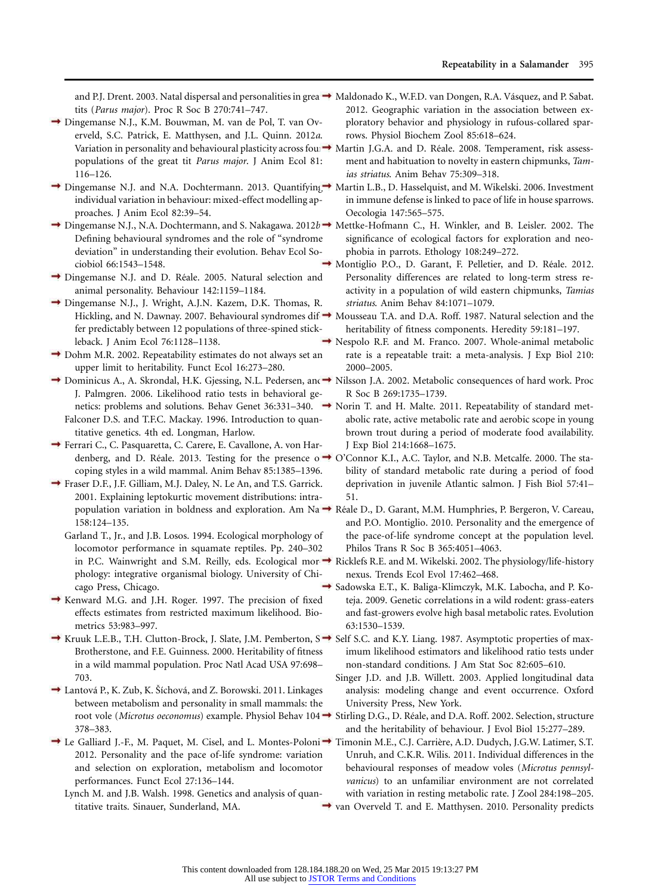and P.J. Drent. 2003. Natal dispersal and personalities in great tits (*Parus major*). Proc R Soc B 270:741–747.

Dingemanse N.J., K.M. Bouwman, M. van de Pol, T. van Overveld, S.C. Patrick, E. Matthysen, and J.L. Quinn. 2012*a*. Variation in personality and behavioural plasticity across four populations of the great tit *Parus major*. J Anim Ecol 81: 116–126.

Dingemanse N.J. and N.A. Dochtermann. 2013. Quantifying individual variation in behaviour: mixed-effect modelling approaches. J Anim Ecol 82:39–54.

Dingemanse N.J., N.A. Dochtermann, and S. Nakagawa. 2012*b*. Defining behavioural syndromes and the role of "syndrome deviation" in understanding their evolution. Behav Ecol Sociobiol 66:1543–1548.

Dingemanse N.J. and D. Réale. 2005. Natural selection and animal personality. Behaviour 142:1159–1184.

Dingemanse N.J., J. Wright, A.J.N. Kazem, D.K. Thomas, R. Hickling, and N. Dawnay. 2007. Behavioural syndromes differ predictably between 12 populations of three-spined stickleback. J Anim Ecol 76:1128–1138.

Dohm M.R. 2002. Repeatability estimates do not always set an upper limit to heritability. Funct Ecol 16:273–280.

Dominicus A., A. Skrondal, H.K. Gjessing, N.L. Pedersen, and J. Palmgren. 2006. Likelihood ratio tests in behavioral genetics: problems and solutions. Behav Genet 36:331–340.

Falconer D.S. and T.F.C. Mackay. 1996. Introduction to quantitative genetics. 4th ed. Longman, Harlow.

Ferrari C., C. Pasquaretta, C. Carere, E. Cavallone, A. von Hardenberg, and D. Réale. 2013. Testing for the presence of coping styles in a wild mammal. Anim Behav 85:1385–1396.

Fraser D.F., J.F. Gilliam, M.J. Daley, N. Le An, and T.S. Garrick. 2001. Explaining leptokurtic movement distributions: intrapopulation variation in boldness and exploration. Am Nat 158:124–135.

Garland T., Jr., and J.B. Losos. 1994. Ecological morphology of locomotor performance in squamate reptiles. Pp. 240–302 in P.C. Wainwright and S.M. Reilly, eds. Ecological morphology: integrative organismal biology. University of Chicago Press, Chicago.

Kenward M.G. and J.H. Roger. 1997. The precision of fixed effects estimates from restricted maximum likelihood. Biometrics 53:983–997.

Kruuk L.E.B., T.H. Clutton-Brock, J. Slate, J.M. Pemberton, S. Brotherstone, and F.E. Guinness. 2000. Heritability of fitness in a wild mammal population. Proc Natl Acad USA 97:698–703.

Lantová P., K. Zub, K. Šíchová, and Z. Borowski. 2011. Linkages between metabolism and personality in small mammals: the root vole (*Microtus oeconomus*) example. Physiol Behav 104: 378–383.

Le Galliard J.-F., M. Paquet, M. Cisel, and L. Montes-Poloni. 2012. Personality and the pace of-life syndrome: variation and selection on exploration, metabolism and locomotor performances. Funct Ecol 27:136–144.

Lynch M. and J.B. Walsh. 1998. Genetics and analysis of quantitative traits. Sinauer, Sunderland, MA.

Maldonado K., W.F.D. van Dongen, R.A. Vásquez, and P. Sabat. 2012. Geographic variation in the association between exploratory behavior and physiology in rufous-collared sparrows. Physiol Biochem Zool 85:618–624.

Martin J.G.A. and D. Réale. 2008. Temperament, risk assessment and habituation to novelty in eastern chipmunks, *Tamias striatus*. Anim Behav 75:309–318.

Martin L.B., D. Hasselquist, and M. Wikelski. 2006. Investment in immune defense is linked to pace of life in house sparrows. Oecologia 147:565–575.

Mettke-Hofmann C., H. Winkler, and B. Leisler. 2002. The significance of ecological factors for exploration and neophobia in parrots. Ethology 108:249–272.

Montiglio P.O., D. Garant, F. Pelletier, and D. Réale. 2012. Personality differences are related to long-term stress reactivity in a population of wild eastern chipmunks, *Tamias striatus*. Anim Behav 84:1071–1079.

Mousseau T.A. and D.A. Roff. 1987. Natural selection and the heritability of fitness components. Heredity 59:181–197.

Nespolo R.F. and M. Franco. 2007. Whole-animal metabolic rate is a repeatable trait: a meta-analysis. J Exp Biol 210: 2000–2005.

Nilsson J.A. 2002. Metabolic consequences of hard work. Proc R Soc B 269:1735–1739.

Norin T. and H. Malte. 2011. Repeatability of standard metabolic rate, active metabolic rate and aerobic scope in young brown trout during a period of moderate food availability. J Exp Biol 214:1668–1675.

O'Connor K.I., A.C. Taylor, and N.B. Metcalfe. 2000. The stability of standard metabolic rate during a period of food deprivation in juvenile Atlantic salmon. J Fish Biol 57:41–51.

Réale D., D. Garant, M.M. Humphries, P. Bergeron, V. Careau, and P.O. Montiglio. 2010. Personality and the emergence of the pace-of-life syndrome concept at the population level. Philos Trans R Soc B 365:4051–4063.

Ricklefs R.E. and M. Wikelski. 2002. The physiology/life-history nexus. Trends Ecol Evol 17:462–468.

Sadowska E.T., K. Baliga-Klimczyk, M.K. Labocha, and P. Koteja. 2009. Genetic correlations in a wild rodent: grass-eaters and fast-growers evolve high basal metabolic rates. Evolution 63:1530–1539.

Self S.C. and K.Y. Liang. 1987. Asymptotic properties of maximum likelihood estimators and likelihood ratio tests under non-standard conditions. J Am Stat Soc 82:605–610.

Singer J.D. and J.B. Willett. 2003. Applied longitudinal data analysis: modeling change and event occurrence. Oxford University Press, New York.

Stirling D.G., D. Réale, and D.A. Roff. 2002. Selection, structure and the heritability of behaviour. J Evol Biol 15:277–289.

Timonin M.E., C.J. Carrière, A.D. Dudych, J.G.W. Latimer, S.T. Unruh, and C.K.R. Wilis. 2011. Individual differences in the behavioural responses of meadow voles (*Microtus pennsylvanicus*) to an unfamiliar environment are not correlated with variation in resting metabolic rate. J Zool 284:198–205.

van Overveld T. and E. Matthysen. 2010. Personality predicts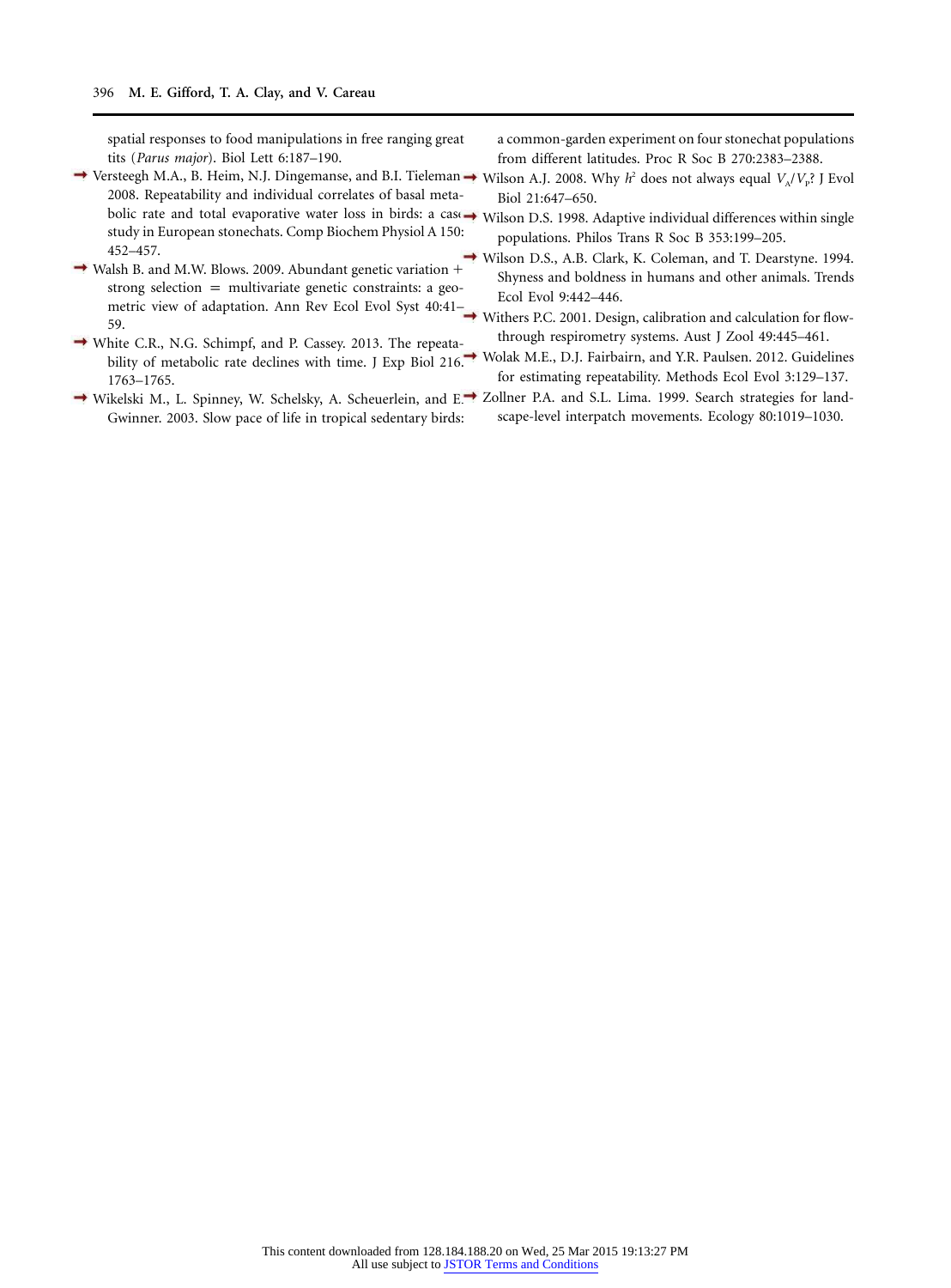spatial responses to food manipulations in free ranging great tits (*Parus major*). Biol Lett 6:187–190.

Versteegh M.A., B. Heim, N.J. Dingemanse, and B.I. Tieleman 2008. Repeatability and individual correlates of basal metabolic rate and total evaporative water loss in birds: a case study in European stonechats. Comp Biochem Physiol A 150: 452–457.

Walsh B. and M.W. Blows. 2009. Abundant genetic variation + strong selection = multivariate genetic constraints: a geometric view of adaptation. Ann Rev Ecol Evol Syst 40:41–59.

White C.R., N.G. Schimpf, and P. Cassey. 2013. The repeatability of metabolic rate declines with time. J Exp Biol 216: 1763–1765.

Wikelski M., L. Spinney, W. Schelsky, A. Scheuerlein, and E. Gwinner. 2003. Slow pace of life in tropical sedentary birds: a common-garden experiment on four stonechat populations from different latitudes. Proc R Soc B 270:2383–2388.

Wilson A.J. 2008. Why $h^2$ does not always equal $V_A/V_P$? J Evol Biol 21:647–650.

Wilson D.S. 1998. Adaptive individual differences within single populations. Philos Trans R Soc B 353:199–205.

Wilson D.S., A.B. Clark, K. Coleman, and T. Dearstyne. 1994. Shyness and boldness in humans and other animals. Trends Ecol Evol 9:442–446.

Withers P.C. 2001. Design, calibration and calculation for flow-through respirometry systems. Aust J Zool 49:445–461.

Wolak M.E., D.J. Fairbairn, and Y.R. Paulsen. 2012. Guidelines for estimating repeatability. Methods Ecol Evol 3:129–137.

Zollner P.A. and S.L. Lima. 1999. Search strategies for landscape-level interpatch movements. Ecology 80:1019–1030.